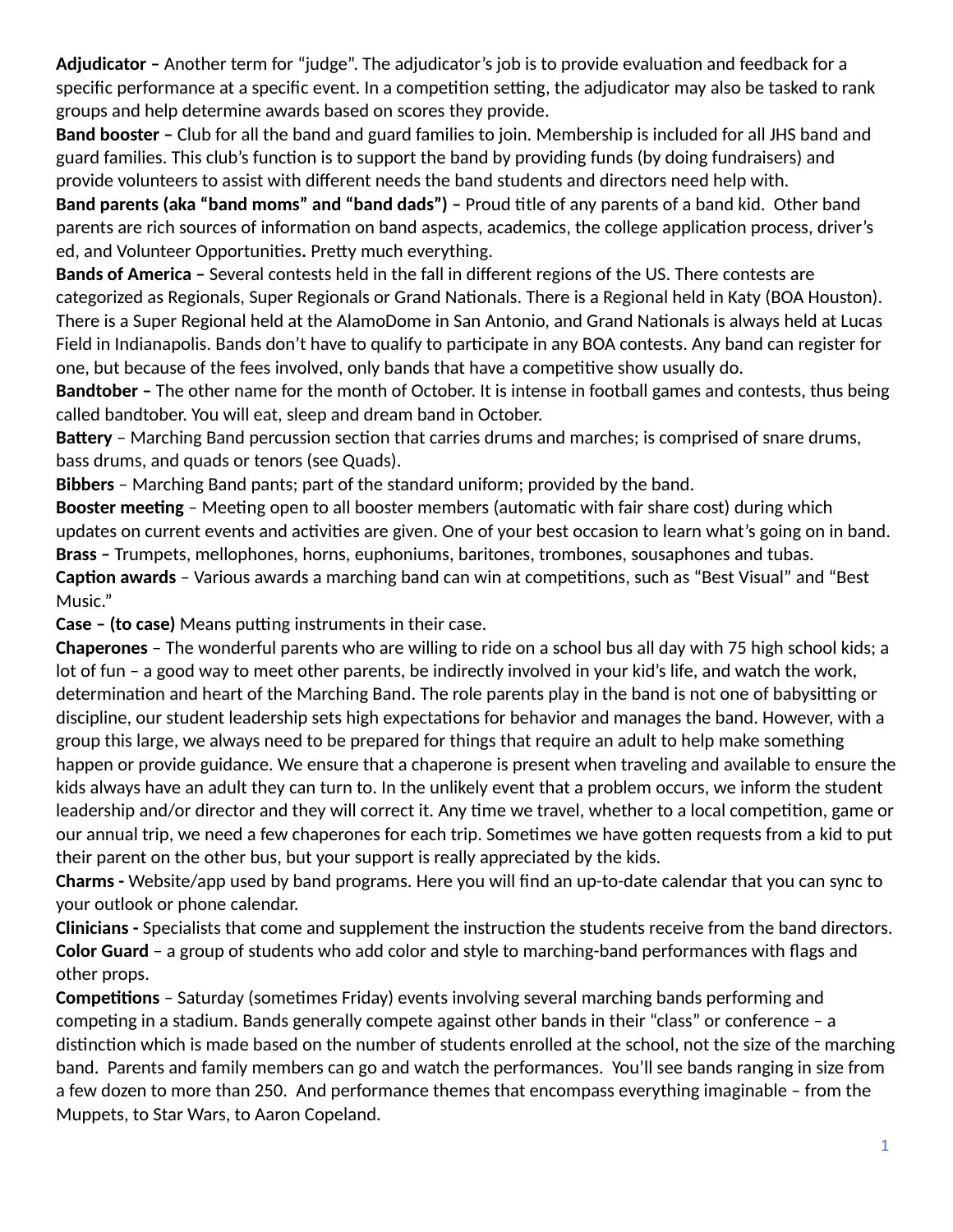**Adjudicator –** Another term for "judge". The adjudicator's job is to provide evaluation and feedback for a specific performance at a specific event. In a competition setting, the adjudicator may also be tasked to rank groups and help determine awards based on scores they provide.

**Band booster –** Club for all the band and guard families to join. Membership is included for all JHS band and guard families. This club's function is to support the band by providing funds (by doing fundraisers) and provide volunteers to assist with different needs the band students and directors need help with.

**Band parents (aka "band moms" and "band dads") –** Proud title of any parents of a band kid. Other band parents are rich sources of information on band aspects, academics, the college application process, driver's ed, and Volunteer Opportunities**.** Pretty much everything.

**Bands of America –** Several contests held in the fall in different regions of the US. There contests are categorized as Regionals, Super Regionals or Grand Nationals. There is a Regional held in Katy (BOA Houston). There is a Super Regional held at the AlamoDome in San Antonio, and Grand Nationals is always held at Lucas Field in Indianapolis. Bands don't have to qualify to participate in any BOA contests. Any band can register for one, but because of the fees involved, only bands that have a competitive show usually do.

**Bandtober –** The other name for the month of October. It is intense in football games and contests, thus being called bandtober. You will eat, sleep and dream band in October.

**Battery** – Marching Band percussion section that carries drums and marches; is comprised of snare drums, bass drums, and quads or tenors (see Quads).

**Bibbers** – Marching Band pants; part of the standard uniform; provided by the band.

**Booster meeting** – Meeting open to all booster members (automatic with fair share cost) during which updates on current events and activities are given. One of your best occasion to learn what's going on in band.

**Brass –** Trumpets, mellophones, horns, euphoniums, baritones, trombones, sousaphones and tubas.

**Caption awards** – Various awards a marching band can win at competitions, such as "Best Visual" and "Best Music."

**Case – (to case)** Means putting instruments in their case.

**Chaperones** – The wonderful parents who are willing to ride on a school bus all day with 75 high school kids; a lot of fun – a good way to meet other parents, be indirectly involved in your kid's life, and watch the work, determination and heart of the Marching Band. The role parents play in the band is not one of babysitting or discipline, our student leadership sets high expectations for behavior and manages the band. However, with a group this large, we always need to be prepared for things that require an adult to help make something happen or provide guidance. We ensure that a chaperone is present when traveling and available to ensure the kids always have an adult they can turn to. In the unlikely event that a problem occurs, we inform the student leadership and/or director and they will correct it. Any time we travel, whether to a local competition, game or our annual trip, we need a few chaperones for each trip. Sometimes we have gotten requests from a kid to put their parent on the other bus, but your support is really appreciated by the kids.

**Charms -** Website/app used by band programs. Here you will find an up-to-date calendar that you can sync to your outlook or phone calendar.

**Clinicians -** Specialists that come and supplement the instruction the students receive from the band directors.

**Color Guard** – a group of students who add color and style to marching-band performances with flags and other props.

**Competitions** – Saturday (sometimes Friday) events involving several marching bands performing and competing in a stadium. Bands generally compete against other bands in their "class" or conference – a distinction which is made based on the number of students enrolled at the school, not the size of the marching band. Parents and family members can go and watch the performances. You'll see bands ranging in size from a few dozen to more than 250. And performance themes that encompass everything imaginable – from the Muppets, to Star Wars, to Aaron Copeland.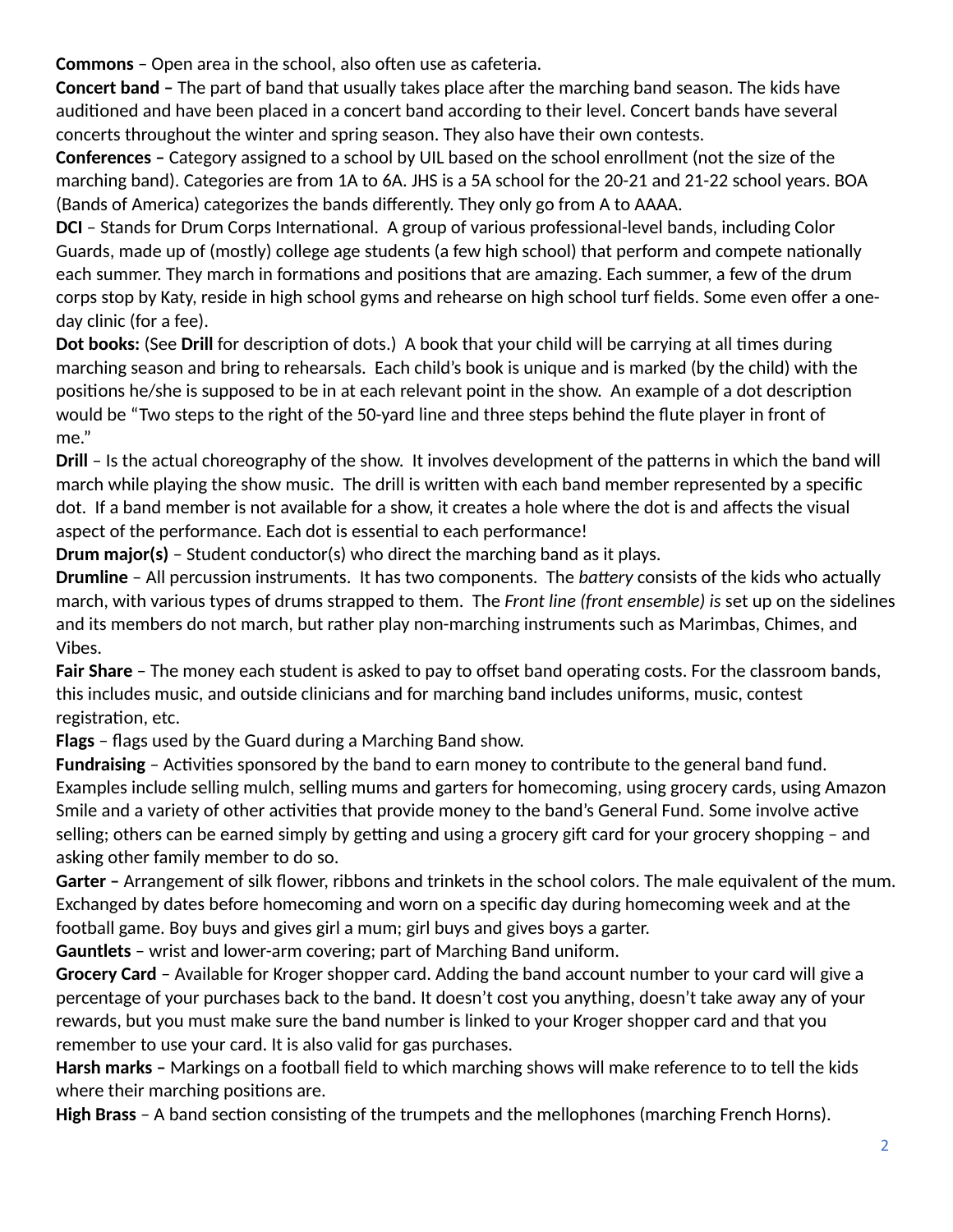**Commons** – Open area in the school, also often use as cafeteria.

**Concert band –** The part of band that usually takes place after the marching band season. The kids have auditioned and have been placed in a concert band according to their level. Concert bands have several concerts throughout the winter and spring season. They also have their own contests.

**Conferences –** Category assigned to a school by UIL based on the school enrollment (not the size of the marching band). Categories are from 1A to 6A. JHS is a 5A school for the 20-21 and 21-22 school years. BOA (Bands of America) categorizes the bands differently. They only go from A to AAAA.

**DCI** – Stands for Drum Corps International. A group of various professional-level bands, including Color Guards, made up of (mostly) college age students (a few high school) that perform and compete nationally each summer. They march in formations and positions that are amazing. Each summer, a few of the drum corps stop by Katy, reside in high school gyms and rehearse on high school turf fields. Some even offer a one-day clinic (for a fee).

**Dot books:** (See **Drill** for description of dots.) A book that your child will be carrying at all times during marching season and bring to rehearsals. Each child's book is unique and is marked (by the child) with the positions he/she is supposed to be in at each relevant point in the show. An example of a dot description would be "Two steps to the right of the 50-yard line and three steps behind the flute player in front of me."

**Drill** – Is the actual choreography of the show. It involves development of the patterns in which the band will march while playing the show music. The drill is written with each band member represented by a specific dot. If a band member is not available for a show, it creates a hole where the dot is and affects the visual aspect of the performance. Each dot is essential to each performance!

**Drum major(s)** – Student conductor(s) who direct the marching band as it plays.

**Drumline** – All percussion instruments. It has two components. The *battery* consists of the kids who actually march, with various types of drums strapped to them. The *Front line (front ensemble) is* set up on the sidelines and its members do not march, but rather play non-marching instruments such as Marimbas, Chimes, and Vibes.

**Fair Share** – The money each student is asked to pay to offset band operating costs. For the classroom bands, this includes music, and outside clinicians and for marching band includes uniforms, music, contest registration, etc.

**Flags** – flags used by the Guard during a Marching Band show.

**Fundraising** – Activities sponsored by the band to earn money to contribute to the general band fund. Examples include selling mulch, selling mums and garters for homecoming, using grocery cards, using Amazon Smile and a variety of other activities that provide money to the band's General Fund. Some involve active selling; others can be earned simply by getting and using a grocery gift card for your grocery shopping – and asking other family member to do so.

**Garter –** Arrangement of silk flower, ribbons and trinkets in the school colors. The male equivalent of the mum. Exchanged by dates before homecoming and worn on a specific day during homecoming week and at the football game. Boy buys and gives girl a mum; girl buys and gives boys a garter.

**Gauntlets** – wrist and lower-arm covering; part of Marching Band uniform.

**Grocery Card** – Available for Kroger shopper card. Adding the band account number to your card will give a percentage of your purchases back to the band. It doesn't cost you anything, doesn't take away any of your rewards, but you must make sure the band number is linked to your Kroger shopper card and that you remember to use your card. It is also valid for gas purchases.

**Harsh marks –** Markings on a football field to which marching shows will make reference to to tell the kids where their marching positions are.

**High Brass** – A band section consisting of the trumpets and the mellophones (marching French Horns).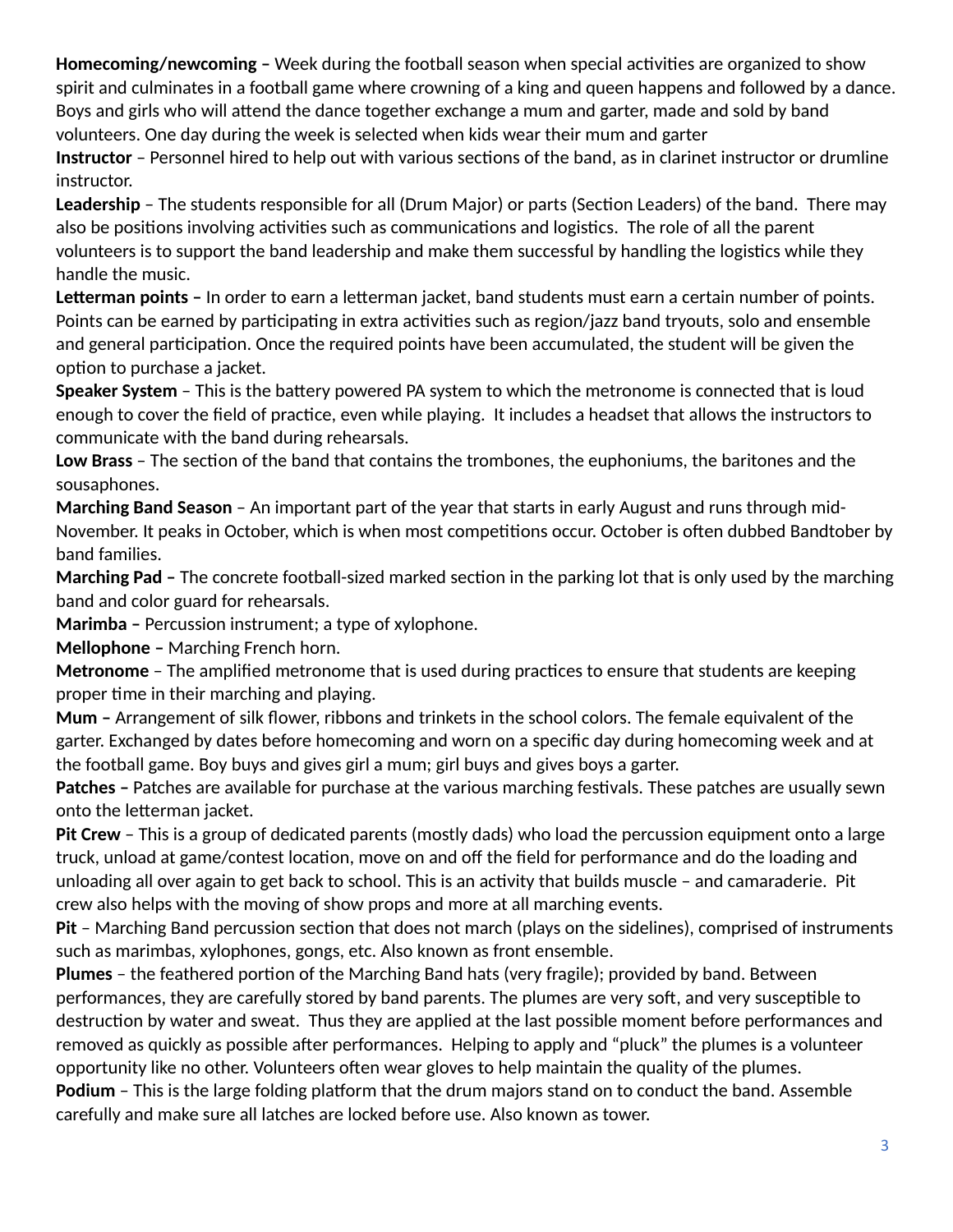**Homecoming/newcoming –** Week during the football season when special activities are organized to show spirit and culminates in a football game where crowning of a king and queen happens and followed by a dance. Boys and girls who will attend the dance together exchange a mum and garter, made and sold by band volunteers. One day during the week is selected when kids wear their mum and garter

**Instructor** – Personnel hired to help out with various sections of the band, as in clarinet instructor or drumline instructor.

**Leadership** – The students responsible for all (Drum Major) or parts (Section Leaders) of the band. There may also be positions involving activities such as communications and logistics. The role of all the parent volunteers is to support the band leadership and make them successful by handling the logistics while they handle the music.

**Letterman points –** In order to earn a letterman jacket, band students must earn a certain number of points. Points can be earned by participating in extra activities such as region/jazz band tryouts, solo and ensemble and general participation. Once the required points have been accumulated, the student will be given the option to purchase a jacket.

**Speaker System** – This is the battery powered PA system to which the metronome is connected that is loud enough to cover the field of practice, even while playing. It includes a headset that allows the instructors to communicate with the band during rehearsals.

**Low Brass** – The section of the band that contains the trombones, the euphoniums, the baritones and the sousaphones.

**Marching Band Season** – An important part of the year that starts in early August and runs through mid-November. It peaks in October, which is when most competitions occur. October is often dubbed Bandtober by band families.

**Marching Pad –** The concrete football-sized marked section in the parking lot that is only used by the marching band and color guard for rehearsals.

**Marimba –** Percussion instrument; a type of xylophone.

**Mellophone –** Marching French horn.

**Metronome** – The amplified metronome that is used during practices to ensure that students are keeping proper time in their marching and playing.

**Mum –** Arrangement of silk flower, ribbons and trinkets in the school colors. The female equivalent of the garter. Exchanged by dates before homecoming and worn on a specific day during homecoming week and at the football game. Boy buys and gives girl a mum; girl buys and gives boys a garter.

**Patches –** Patches are available for purchase at the various marching festivals. These patches are usually sewn onto the letterman jacket.

**Pit Crew** – This is a group of dedicated parents (mostly dads) who load the percussion equipment onto a large truck, unload at game/contest location, move on and off the field for performance and do the loading and unloading all over again to get back to school. This is an activity that builds muscle – and camaraderie. Pit crew also helps with the moving of show props and more at all marching events.

**Pit** – Marching Band percussion section that does not march (plays on the sidelines), comprised of instruments such as marimbas, xylophones, gongs, etc. Also known as front ensemble.

**Plumes** – the feathered portion of the Marching Band hats (very fragile); provided by band. Between performances, they are carefully stored by band parents. The plumes are very soft, and very susceptible to destruction by water and sweat. Thus they are applied at the last possible moment before performances and removed as quickly as possible after performances. Helping to apply and "pluck" the plumes is a volunteer opportunity like no other. Volunteers often wear gloves to help maintain the quality of the plumes.

**Podium** – This is the large folding platform that the drum majors stand on to conduct the band. Assemble carefully and make sure all latches are locked before use. Also known as tower.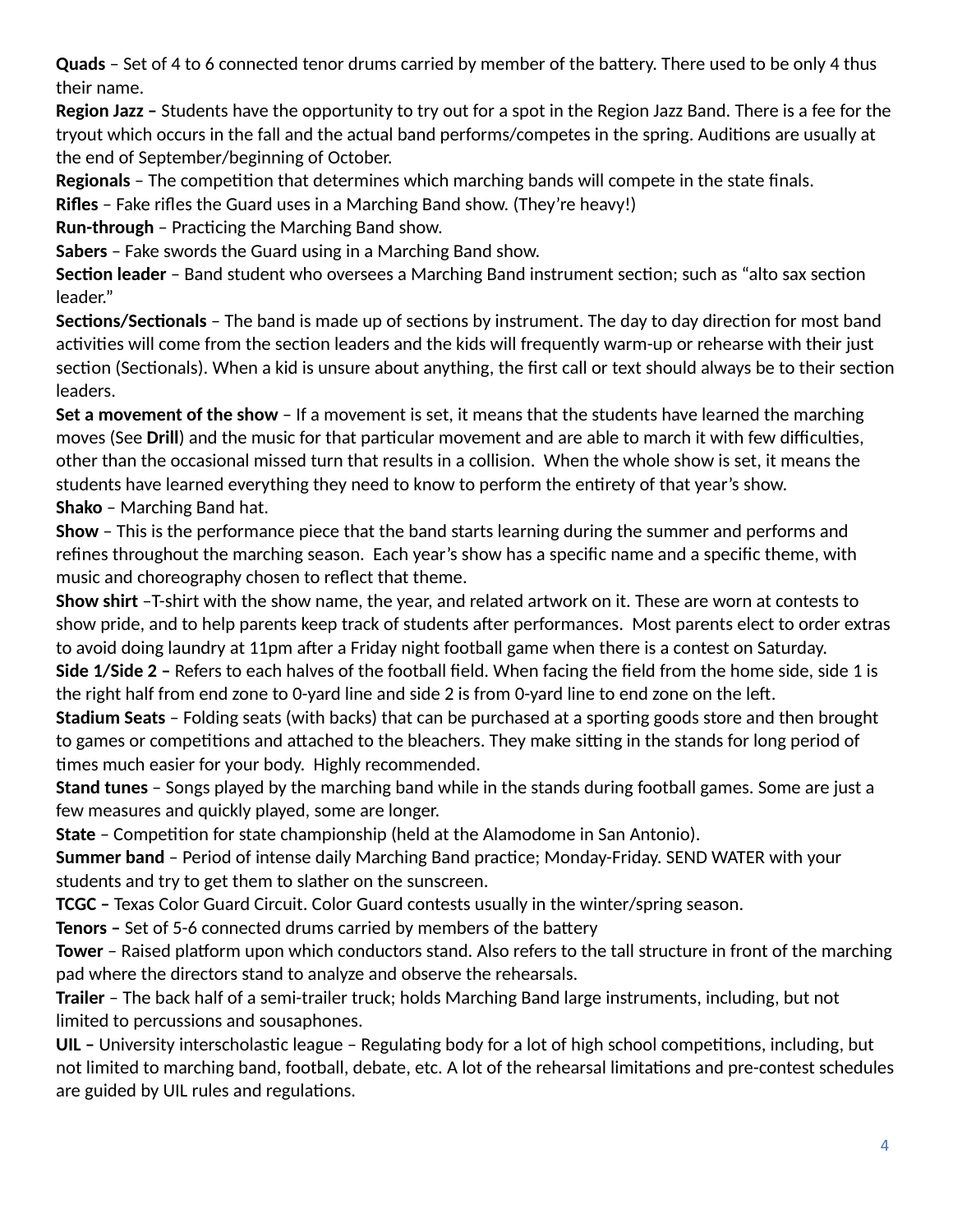**Quads** – Set of 4 to 6 connected tenor drums carried by member of the battery. There used to be only 4 thus their name.

**Region Jazz –** Students have the opportunity to try out for a spot in the Region Jazz Band. There is a fee for the tryout which occurs in the fall and the actual band performs/competes in the spring. Auditions are usually at the end of September/beginning of October.

**Regionals** – The competition that determines which marching bands will compete in the state finals.

**Rifles** – Fake rifles the Guard uses in a Marching Band show. (They're heavy!)

**Run-through** – Practicing the Marching Band show.

**Sabers** – Fake swords the Guard using in a Marching Band show.

**Section leader** – Band student who oversees a Marching Band instrument section; such as "alto sax section leader."

**Sections/Sectionals** – The band is made up of sections by instrument. The day to day direction for most band activities will come from the section leaders and the kids will frequently warm-up or rehearse with their just section (Sectionals). When a kid is unsure about anything, the first call or text should always be to their section leaders.

**Set a movement of the show** – If a movement is set, it means that the students have learned the marching moves (See **Drill**) and the music for that particular movement and are able to march it with few difficulties, other than the occasional missed turn that results in a collision. When the whole show is set, it means the students have learned everything they need to know to perform the entirety of that year's show.

**Shako** – Marching Band hat.

**Show** – This is the performance piece that the band starts learning during the summer and performs and refines throughout the marching season. Each year's show has a specific name and a specific theme, with music and choreography chosen to reflect that theme.

**Show shirt** –T-shirt with the show name, the year, and related artwork on it. These are worn at contests to show pride, and to help parents keep track of students after performances. Most parents elect to order extras to avoid doing laundry at 11pm after a Friday night football game when there is a contest on Saturday.

**Side 1/Side 2 –** Refers to each halves of the football field. When facing the field from the home side, side 1 is the right half from end zone to 0-yard line and side 2 is from 0-yard line to end zone on the left.

**Stadium Seats** – Folding seats (with backs) that can be purchased at a sporting goods store and then brought to games or competitions and attached to the bleachers. They make sitting in the stands for long period of times much easier for your body. Highly recommended.

**Stand tunes** – Songs played by the marching band while in the stands during football games. Some are just a few measures and quickly played, some are longer.

**State** – Competition for state championship (held at the Alamodome in San Antonio).

**Summer band** – Period of intense daily Marching Band practice; Monday-Friday. SEND WATER with your students and try to get them to slather on the sunscreen.

**TCGC –** Texas Color Guard Circuit. Color Guard contests usually in the winter/spring season.

**Tenors –** Set of 5-6 connected drums carried by members of the battery

**Tower** – Raised platform upon which conductors stand. Also refers to the tall structure in front of the marching pad where the directors stand to analyze and observe the rehearsals.

**Trailer** – The back half of a semi-trailer truck; holds Marching Band large instruments, including, but not limited to percussions and sousaphones.

**UIL –** University interscholastic league – Regulating body for a lot of high school competitions, including, but not limited to marching band, football, debate, etc. A lot of the rehearsal limitations and pre-contest schedules are guided by UIL rules and regulations.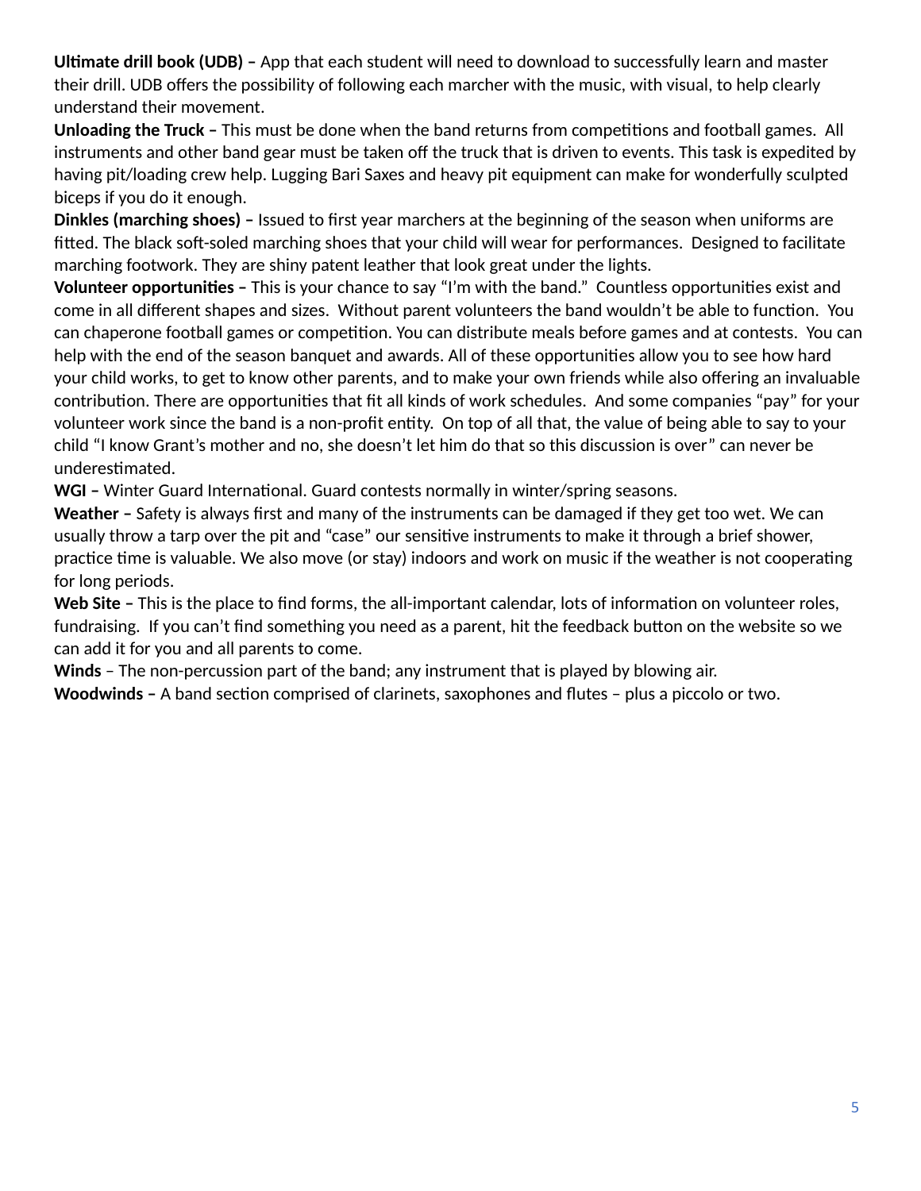**Ultimate drill book (UDB) –** App that each student will need to download to successfully learn and master their drill. UDB offers the possibility of following each marcher with the music, with visual, to help clearly understand their movement.

**Unloading the Truck –** This must be done when the band returns from competitions and football games. All instruments and other band gear must be taken off the truck that is driven to events. This task is expedited by having pit/loading crew help. Lugging Bari Saxes and heavy pit equipment can make for wonderfully sculpted biceps if you do it enough.

**Dinkles (marching shoes) –** Issued to first year marchers at the beginning of the season when uniforms are fitted. The black soft-soled marching shoes that your child will wear for performances. Designed to facilitate marching footwork. They are shiny patent leather that look great under the lights.

**Volunteer opportunities –** This is your chance to say "I'm with the band." Countless opportunities exist and come in all different shapes and sizes. Without parent volunteers the band wouldn't be able to function. You can chaperone football games or competition. You can distribute meals before games and at contests. You can help with the end of the season banquet and awards. All of these opportunities allow you to see how hard your child works, to get to know other parents, and to make your own friends while also offering an invaluable contribution. There are opportunities that fit all kinds of work schedules. And some companies "pay" for your volunteer work since the band is a non-profit entity. On top of all that, the value of being able to say to your child "I know Grant's mother and no, she doesn't let him do that so this discussion is over" can never be underestimated.

**WGI –** Winter Guard International. Guard contests normally in winter/spring seasons.

**Weather –** Safety is always first and many of the instruments can be damaged if they get too wet. We can usually throw a tarp over the pit and "case" our sensitive instruments to make it through a brief shower, practice time is valuable. We also move (or stay) indoors and work on music if the weather is not cooperating for long periods.

**Web Site –** This is the place to find forms, the all-important calendar, lots of information on volunteer roles, fundraising. If you can't find something you need as a parent, hit the feedback button on the website so we can add it for you and all parents to come.

**Winds** – The non-percussion part of the band; any instrument that is played by blowing air.

**Woodwinds –** A band section comprised of clarinets, saxophones and flutes – plus a piccolo or two.